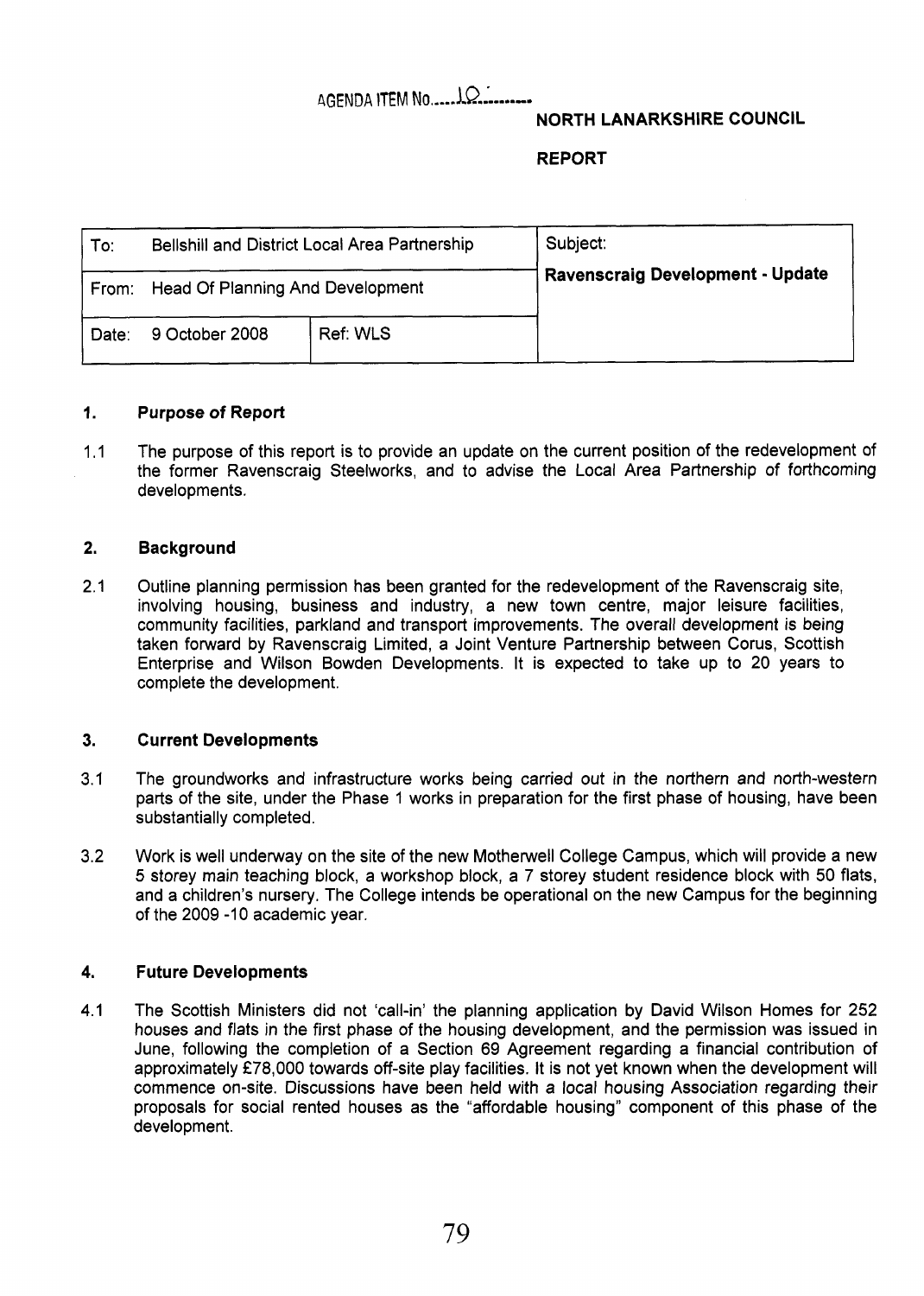AGENDA ITEM No. 10

**NORTH LANARKSHIRE COUNCIL**

**REPORT**

| | | |
|---|---|---|
| To: Bellshill and District Local Area Partnership | | Subject: **Ravenscraig Development - Update** |
| From: Head Of Planning And Development | | |
| Date: 9 October 2008 | Ref: WLS | |

## 1. Purpose of Report

1.1 The purpose of this report is to provide an update on the current position of the redevelopment of the former Ravenscraig Steelworks, and to advise the Local Area Partnership of forthcoming developments.

## 2. Background

2.1 Outline planning permission has been granted for the redevelopment of the Ravenscraig site, involving housing, business and industry, a new town centre, major leisure facilities, community facilities, parkland and transport improvements. The overall development is being taken forward by Ravenscraig Limited, a Joint Venture Partnership between Corus, Scottish Enterprise and Wilson Bowden Developments. It is expected to take up to 20 years to complete the development.

## 3. Current Developments

3.1 The groundworks and infrastructure works being carried out in the northern and north-western parts of the site, under the Phase 1 works in preparation for the first phase of housing, have been substantially completed.

3.2 Work is well underway on the site of the new Motherwell College Campus, which will provide a new 5 storey main teaching block, a workshop block, a 7 storey student residence block with 50 flats, and a children's nursery. The College intends be operational on the new Campus for the beginning of the 2009 -10 academic year.

## 4. Future Developments

4.1 The Scottish Ministers did not 'call-in' the planning application by David Wilson Homes for 252 houses and flats in the first phase of the housing development, and the permission was issued in June, following the completion of a Section 69 Agreement regarding a financial contribution of approximately £78,000 towards off-site play facilities. It is not yet known when the development will commence on-site. Discussions have been held with a local housing Association regarding their proposals for social rented houses as the "affordable housing" component of this phase of the development.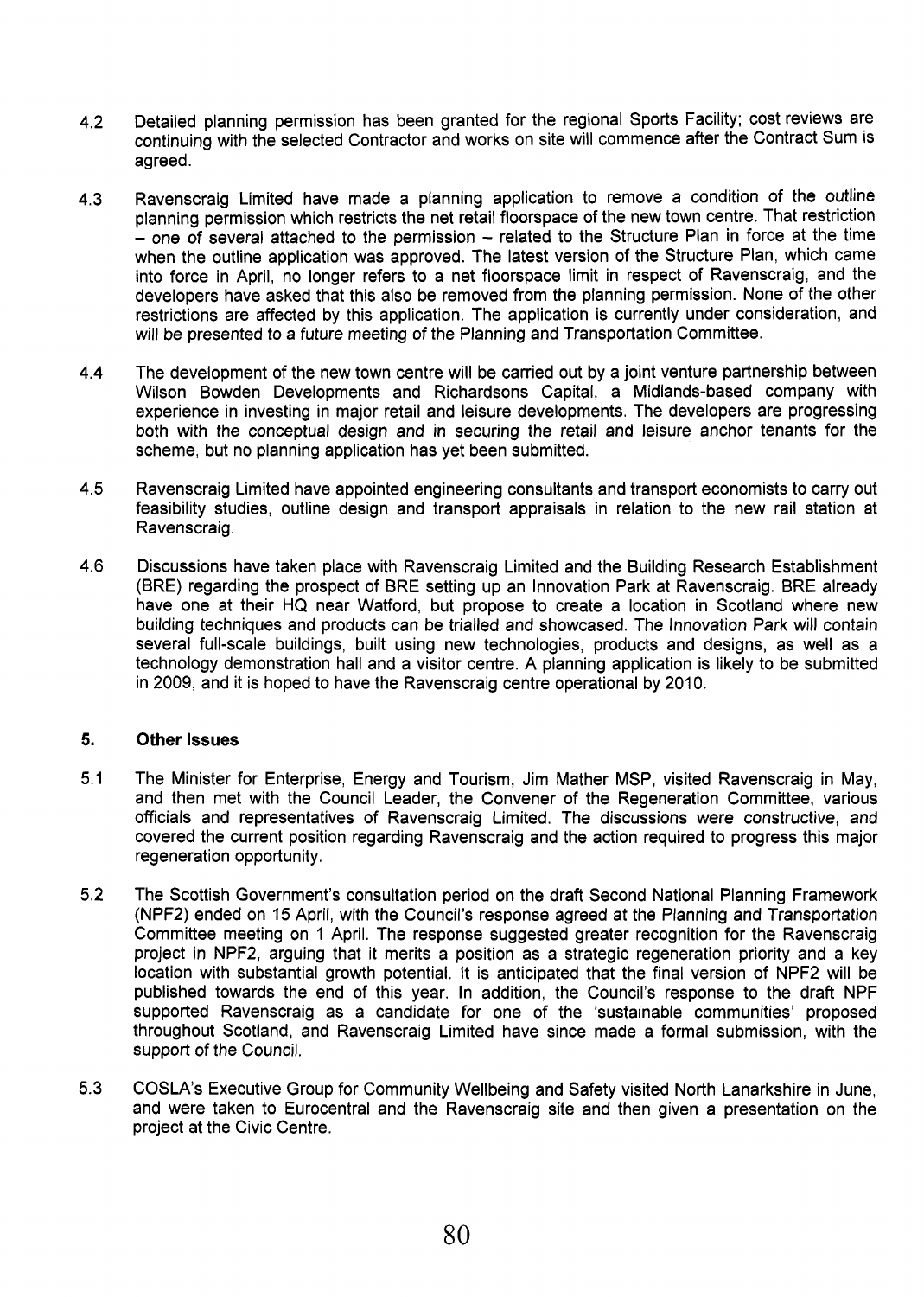4.2 Detailed planning permission has been granted for the regional Sports Facility; cost reviews are continuing with the selected Contractor and works on site will commence after the Contract Sum is agreed.

4.3 Ravenscraig Limited have made a planning application to remove a condition of the outline planning permission which restricts the net retail floorspace of the new town centre. That restriction – one of several attached to the permission – related to the Structure Plan in force at the time when the outline application was approved. The latest version of the Structure Plan, which came into force in April, no longer refers to a net floorspace limit in respect of Ravenscraig, and the developers have asked that this also be removed from the planning permission. None of the other restrictions are affected by this application. The application is currently under consideration, and will be presented to a future meeting of the Planning and Transportation Committee.

4.4 The development of the new town centre will be carried out by a joint venture partnership between Wilson Bowden Developments and Richardsons Capital, a Midlands-based company with experience in investing in major retail and leisure developments. The developers are progressing both with the conceptual design and in securing the retail and leisure anchor tenants for the scheme, but no planning application has yet been submitted.

4.5 Ravenscraig Limited have appointed engineering consultants and transport economists to carry out feasibility studies, outline design and transport appraisals in relation to the new rail station at Ravenscraig.

4.6 Discussions have taken place with Ravenscraig Limited and the Building Research Establishment (BRE) regarding the prospect of BRE setting up an Innovation Park at Ravenscraig. BRE already have one at their HQ near Watford, but propose to create a location in Scotland where new building techniques and products can be trialled and showcased. The Innovation Park will contain several full-scale buildings, built using new technologies, products and designs, as well as a technology demonstration hall and a visitor centre. A planning application is likely to be submitted in 2009, and it is hoped to have the Ravenscraig centre operational by 2010.

## 5. Other Issues

5.1 The Minister for Enterprise, Energy and Tourism, Jim Mather MSP, visited Ravenscraig in May, and then met with the Council Leader, the Convener of the Regeneration Committee, various officials and representatives of Ravenscraig Limited. The discussions were constructive, and covered the current position regarding Ravenscraig and the action required to progress this major regeneration opportunity.

5.2 The Scottish Government's consultation period on the draft Second National Planning Framework (NPF2) ended on 15 April, with the Council's response agreed at the Planning and Transportation Committee meeting on 1 April. The response suggested greater recognition for the Ravenscraig project in NPF2, arguing that it merits a position as a strategic regeneration priority and a key location with substantial growth potential. It is anticipated that the final version of NPF2 will be published towards the end of this year. In addition, the Council's response to the draft NPF supported Ravenscraig as a candidate for one of the 'sustainable communities' proposed throughout Scotland, and Ravenscraig Limited have since made a formal submission, with the support of the Council.

5.3 COSLA's Executive Group for Community Wellbeing and Safety visited North Lanarkshire in June, and were taken to Eurocentral and the Ravenscraig site and then given a presentation on the project at the Civic Centre.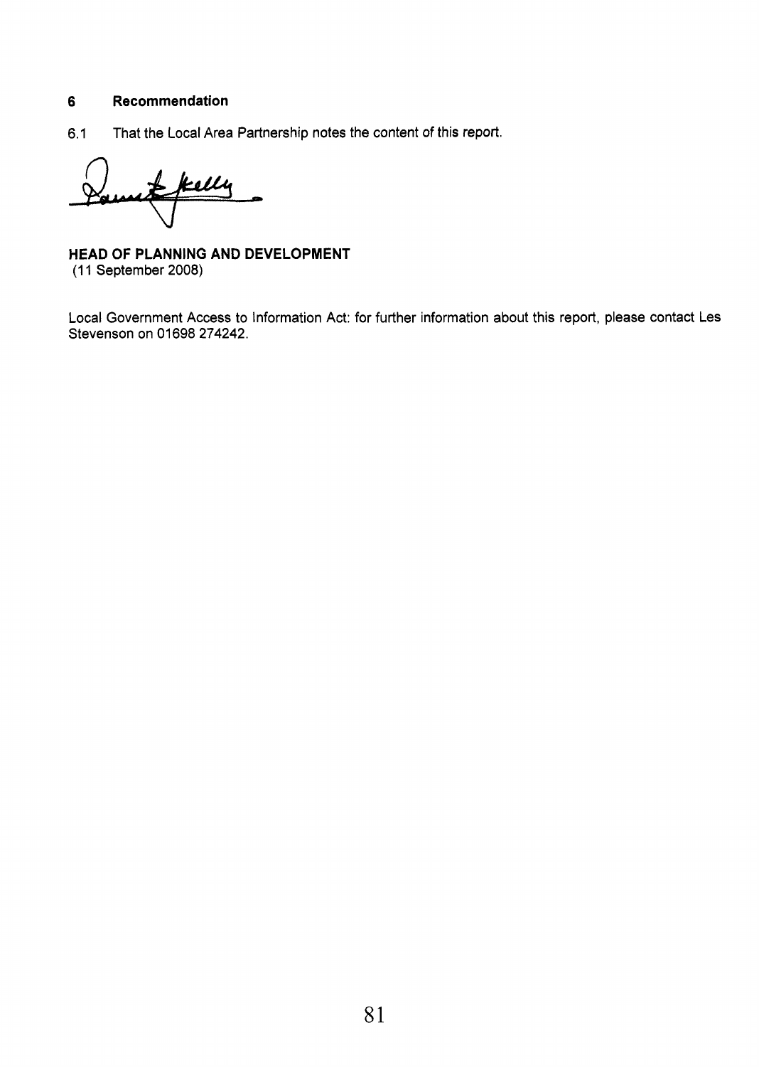## 6 Recommendation

6.1 That the Local Area Partnership notes the content of this report.

**HEAD OF PLANNING AND DEVELOPMENT**
(11 September 2008)

Local Government Access to Information Act: for further information about this report, please contact Les Stevenson on 01698 274242.